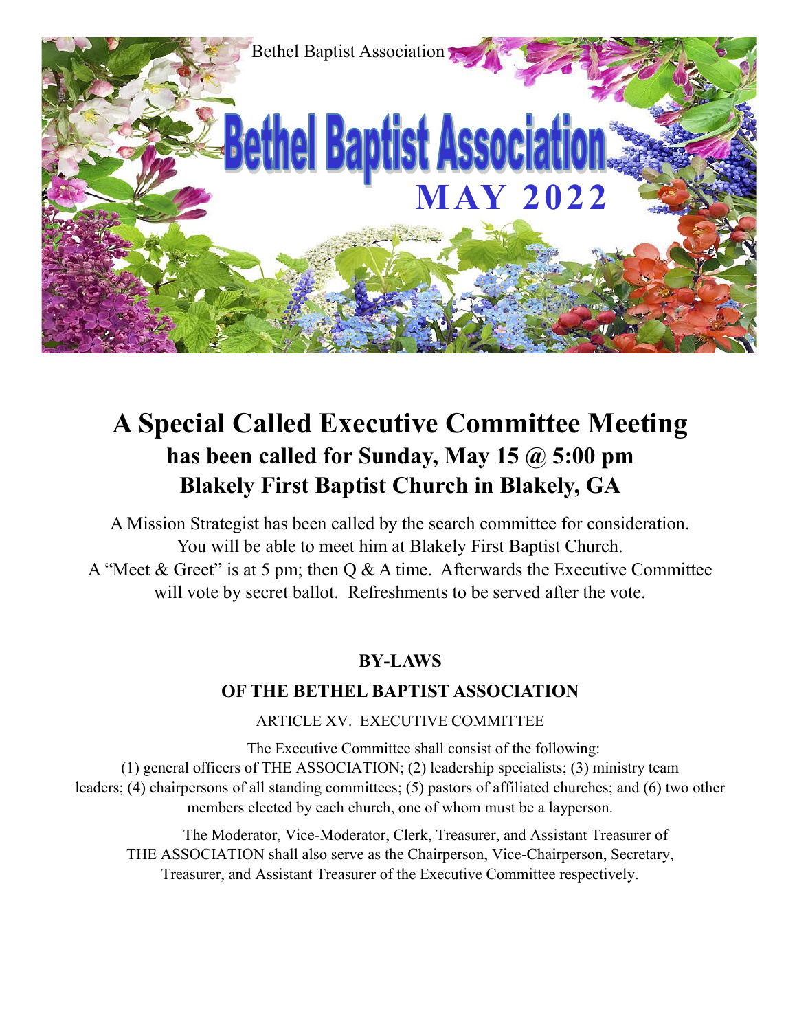Bethel Baptist Association

# Bethel Baptist Association

**MAY 2022**

# A Special Called Executive Committee Meeting

## has been called for Sunday, May 15 @ 5:00 pm
## Blakely First Baptist Church in Blakely, GA

A Mission Strategist has been called by the search committee for consideration. You will be able to meet him at Blakely First Baptist Church. A "Meet & Greet" is at 5 pm; then Q & A time. Afterwards the Executive Committee will vote by secret ballot. Refreshments to be served after the vote.

**BY-LAWS**

**OF THE BETHEL BAPTIST ASSOCIATION**

ARTICLE XV. EXECUTIVE COMMITTEE

The Executive Committee shall consist of the following: (1) general officers of THE ASSOCIATION; (2) leadership specialists; (3) ministry team leaders; (4) chairpersons of all standing committees; (5) pastors of affiliated churches; and (6) two other members elected by each church, one of whom must be a layperson.

The Moderator, Vice-Moderator, Clerk, Treasurer, and Assistant Treasurer of THE ASSOCIATION shall also serve as the Chairperson, Vice-Chairperson, Secretary, Treasurer, and Assistant Treasurer of the Executive Committee respectively.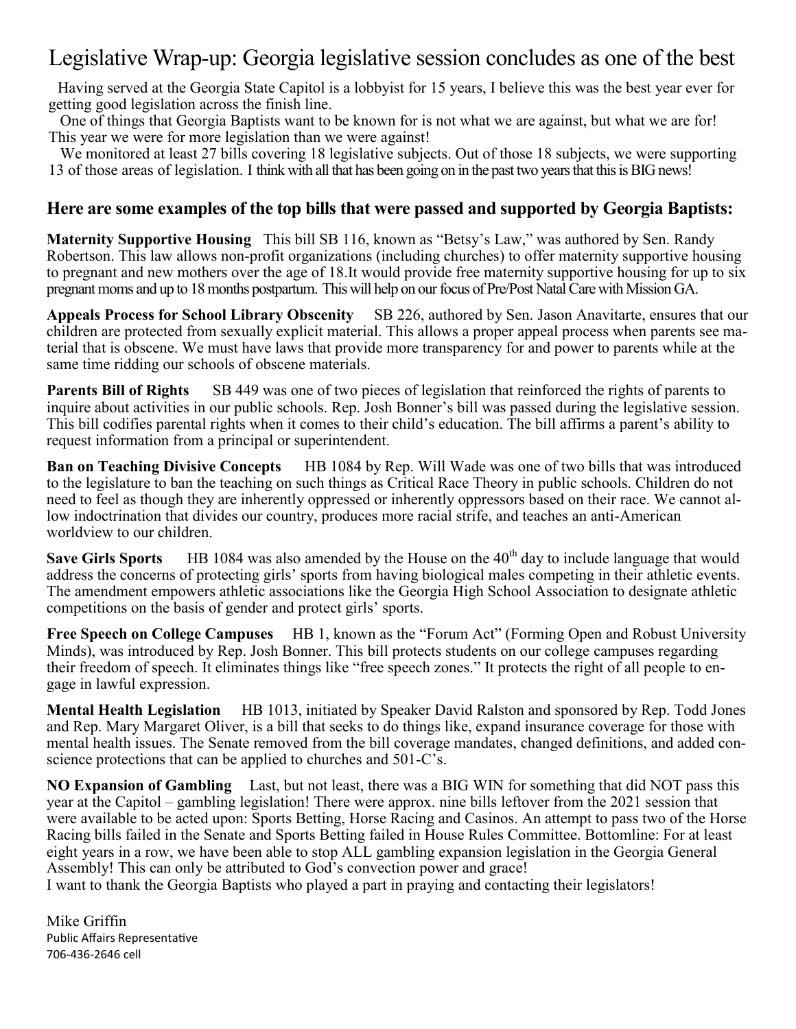# Legislative Wrap-up: Georgia legislative session concludes as one of the best

Having served at the Georgia State Capitol is a lobbyist for 15 years, I believe this was the best year ever for getting good legislation across the finish line.

One of things that Georgia Baptists want to be known for is not what we are against, but what we are for! This year we were for more legislation than we were against!

We monitored at least 27 bills covering 18 legislative subjects. Out of those 18 subjects, we were supporting 13 of those areas of legislation. I think with all that has been going on in the past two years that this is BIG news!

## Here are some examples of the top bills that were passed and supported by Georgia Baptists:

**Maternity Supportive Housing** This bill SB 116, known as "Betsy's Law," was authored by Sen. Randy Robertson. This law allows non-profit organizations (including churches) to offer maternity supportive housing to pregnant and new mothers over the age of 18.It would provide free maternity supportive housing for up to six pregnant moms and up to 18 months postpartum. This will help on our focus of Pre/Post Natal Care with Mission GA.

**Appeals Process for School Library Obscenity** SB 226, authored by Sen. Jason Anavitarte, ensures that our children are protected from sexually explicit material. This allows a proper appeal process when parents see material that is obscene. We must have laws that provide more transparency for and power to parents while at the same time ridding our schools of obscene materials.

**Parents Bill of Rights** SB 449 was one of two pieces of legislation that reinforced the rights of parents to inquire about activities in our public schools. Rep. Josh Bonner's bill was passed during the legislative session. This bill codifies parental rights when it comes to their child's education. The bill affirms a parent's ability to request information from a principal or superintendent.

**Ban on Teaching Divisive Concepts** HB 1084 by Rep. Will Wade was one of two bills that was introduced to the legislature to ban the teaching on such things as Critical Race Theory in public schools. Children do not need to feel as though they are inherently oppressed or inherently oppressors based on their race. We cannot allow indoctrination that divides our country, produces more racial strife, and teaches an anti-American worldview to our children.

**Save Girls Sports** HB 1084 was also amended by the House on the 40th day to include language that would address the concerns of protecting girls' sports from having biological males competing in their athletic events. The amendment empowers athletic associations like the Georgia High School Association to designate athletic competitions on the basis of gender and protect girls' sports.

**Free Speech on College Campuses** HB 1, known as the "Forum Act" (Forming Open and Robust University Minds), was introduced by Rep. Josh Bonner. This bill protects students on our college campuses regarding their freedom of speech. It eliminates things like "free speech zones." It protects the right of all people to engage in lawful expression.

**Mental Health Legislation** HB 1013, initiated by Speaker David Ralston and sponsored by Rep. Todd Jones and Rep. Mary Margaret Oliver, is a bill that seeks to do things like, expand insurance coverage for those with mental health issues. The Senate removed from the bill coverage mandates, changed definitions, and added conscience protections that can be applied to churches and 501-C's.

**NO Expansion of Gambling** Last, but not least, there was a BIG WIN for something that did NOT pass this year at the Capitol – gambling legislation! There were approx. nine bills leftover from the 2021 session that were available to be acted upon: Sports Betting, Horse Racing and Casinos. An attempt to pass two of the Horse Racing bills failed in the Senate and Sports Betting failed in House Rules Committee. Bottomline: For at least eight years in a row, we have been able to stop ALL gambling expansion legislation in the Georgia General Assembly! This can only be attributed to God's convection power and grace!

I want to thank the Georgia Baptists who played a part in praying and contacting their legislators!

Mike Griffin
Public Affairs Representative
706-436-2646 cell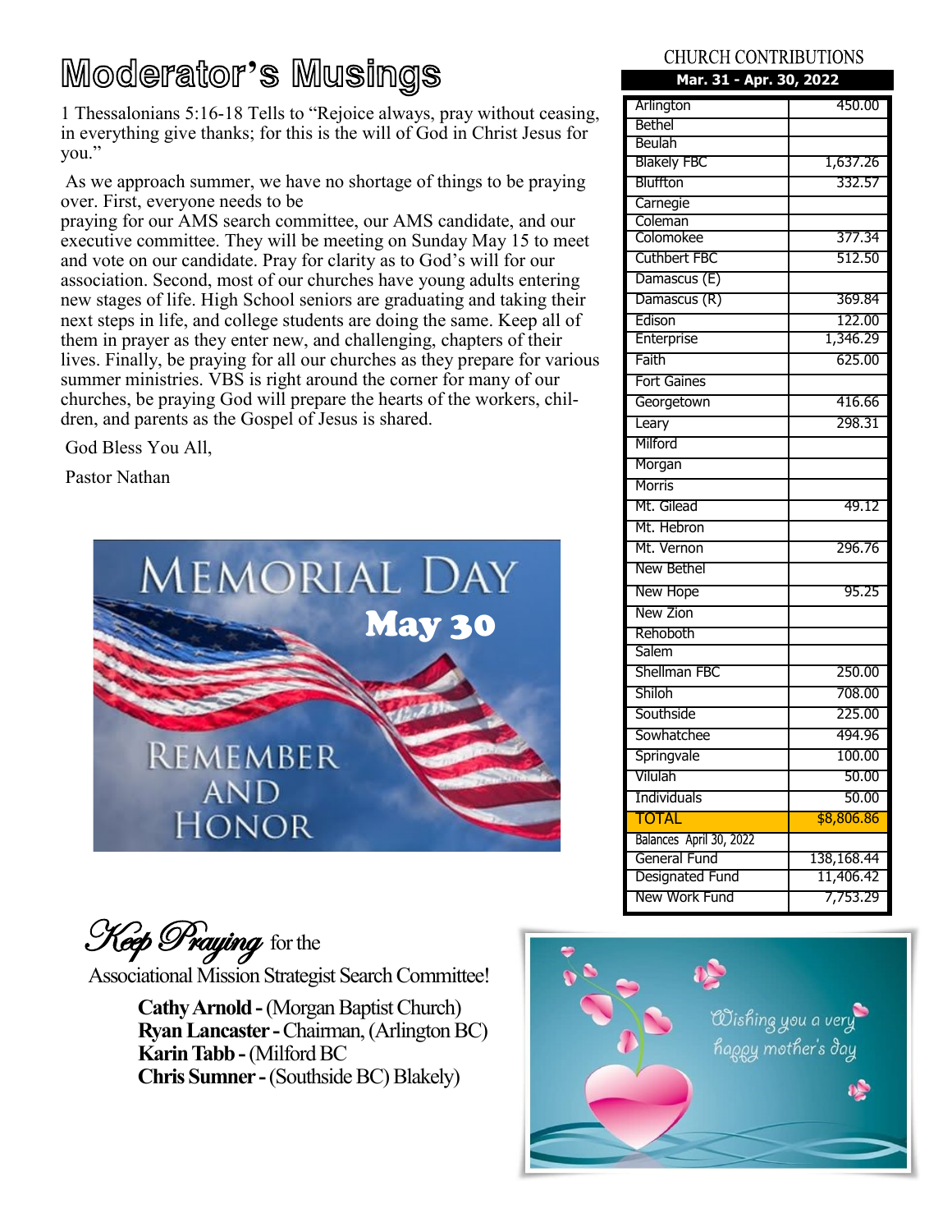# Moderator's Musings

1 Thessalonians 5:16-18 Tells to "Rejoice always, pray without ceasing, in everything give thanks; for this is the will of God in Christ Jesus for you."

As we approach summer, we have no shortage of things to be praying over. First, everyone needs to be praying for our AMS search committee, our AMS candidate, and our executive committee. They will be meeting on Sunday May 15 to meet and vote on our candidate. Pray for clarity as to God's will for our association. Second, most of our churches have young adults entering new stages of life. High School seniors are graduating and taking their next steps in life, and college students are doing the same. Keep all of them in prayer as they enter new, and challenging, chapters of their lives. Finally, be praying for all our churches as they prepare for various summer ministries. VBS is right around the corner for many of our churches, be praying God will prepare the hearts of the workers, children, and parents as the Gospel of Jesus is shared.

God Bless You All,

Pastor Nathan

MEMORIAL DAY
May 30
REMEMBER AND HONOR

## CHURCH CONTRIBUTIONS

| Mar. 31 - Apr. 30, 2022 | |
|---|---|
| Arlington | 450.00 |
| Bethel | |
| Beulah | |
| Blakely FBC | 1,637.26 |
| Bluffton | 332.57 |
| Carnegie | |
| Coleman | |
| Colomokee | 377.34 |
| Cuthbert FBC | 512.50 |
| Damascus (E) | |
| Damascus (R) | 369.84 |
| Edison | 122.00 |
| Enterprise | 1,346.29 |
| Faith | 625.00 |
| Fort Gaines | |
| Georgetown | 416.66 |
| Leary | 298.31 |
| Milford | |
| Morgan | |
| Morris | |
| Mt. Gilead | 49.12 |
| Mt. Hebron | |
| Mt. Vernon | 296.76 |
| New Bethel | |
| New Hope | 95.25 |
| New Zion | |
| Rehoboth | |
| Salem | |
| Shellman FBC | 250.00 |
| Shiloh | 708.00 |
| Southside | 225.00 |
| Sowhatchee | 494.96 |
| Springvale | 100.00 |
| Vilulah | 50.00 |
| Individuals | 50.00 |
| TOTAL | $8,806.86 |
| Balances April 30, 2022 | |
| General Fund | 138,168.44 |
| Designated Fund | 11,406.42 |
| New Work Fund | 7,753.29 |

*Keep Praying* for the Associational Mission Strategist Search Committee!

**Cathy Arnold -** (Morgan Baptist Church)
**Ryan Lancaster -** Chairman, (Arlington BC)
**Karin Tabb -** (Milford BC
**Chris Sumner -** (Southside BC) Blakely)

Wishing you a very happy mother's day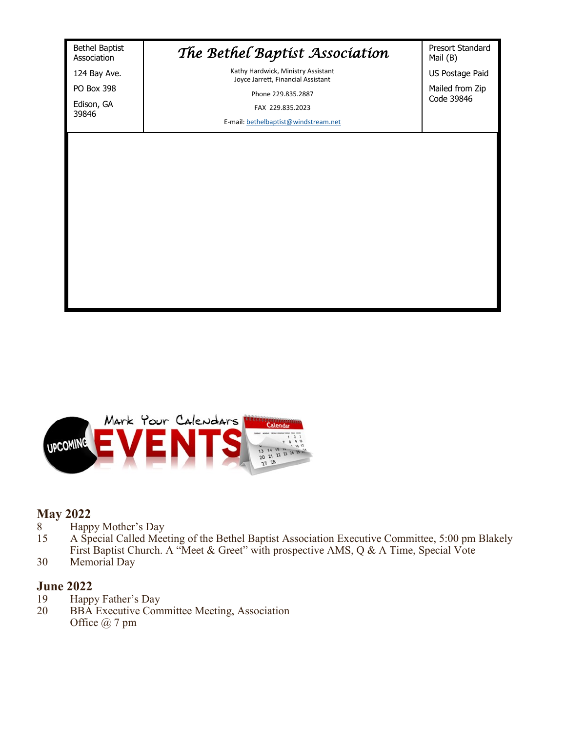| Bethel Baptist Association<br>124 Bay Ave.<br>PO Box 398<br>Edison, GA 39846 | **The Bethel Baptist Association**<br>Kathy Hardwick, Ministry Assistant<br>Joyce Jarrett, Financial Assistant<br>Phone 229.835.2887<br>FAX 229.835.2023<br>E-mail: bethelbaptist@windstream.net | Presort Standard Mail (B)<br>US Postage Paid<br>Mailed from Zip Code 39846 |
|---|---|---|

Mark Your Calendars

UPCOMING EVENTS

## May 2022

8 Happy Mother's Day

15 A Special Called Meeting of the Bethel Baptist Association Executive Committee, 5:00 pm Blakely First Baptist Church. A "Meet & Greet" with prospective AMS, Q & A Time, Special Vote

30 Memorial Day

## June 2022

19 Happy Father's Day

20 BBA Executive Committee Meeting, Association Office @ 7 pm